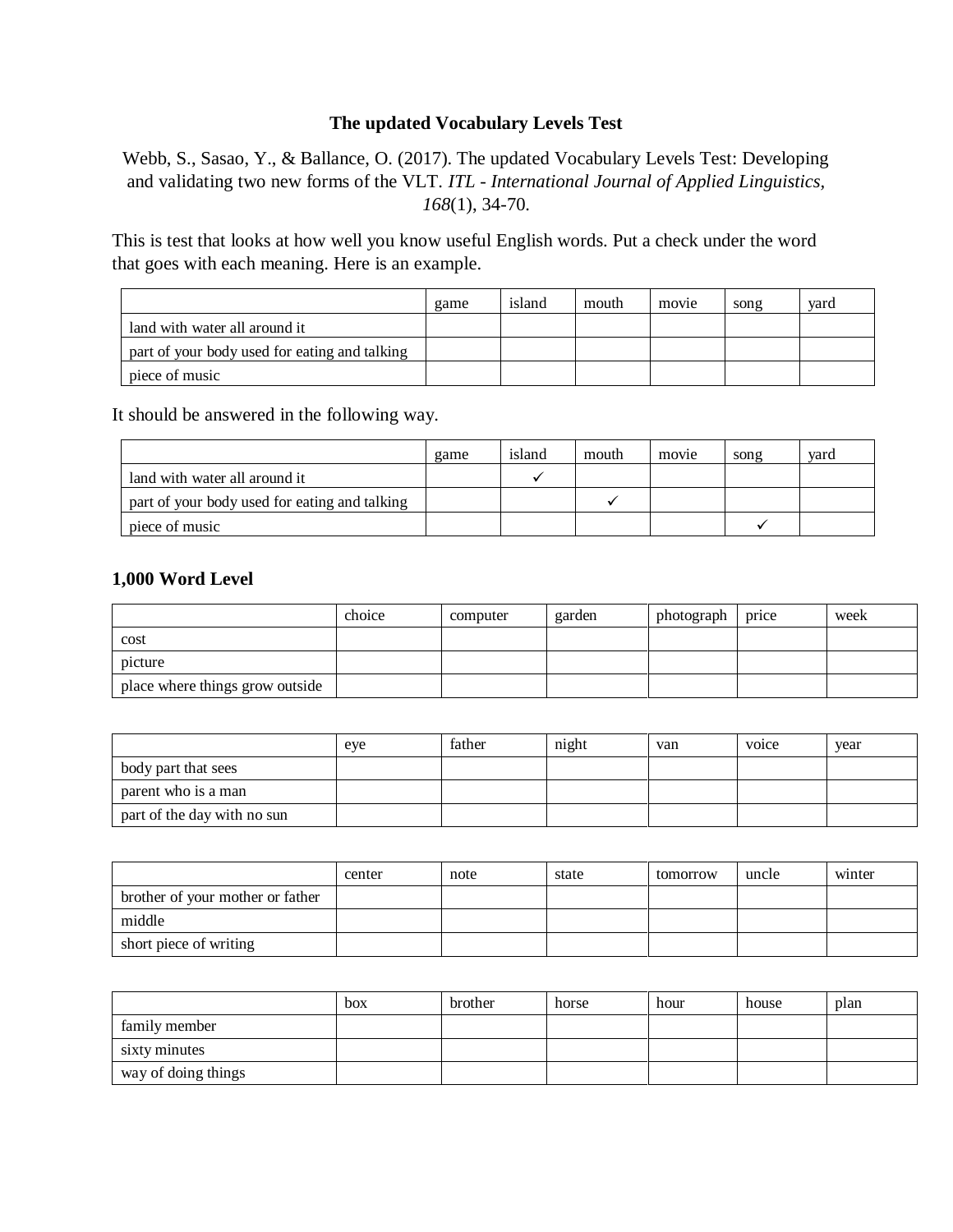# The updated Vocabulary Levels Test

Webb, S., Sasao, Y., & Ballance, O. (2017). The updated Vocabulary Levels Test: Developing and validating two new forms of the VLT. *ITL - International Journal of Applied Linguistics, 168*(1), 34-70.

This is test that looks at how well you know useful English words. Put a check under the word that goes with each meaning. Here is an example.

| | game | island | mouth | movie | song | yard |
|---|---|---|---|---|---|---|
| land with water all around it | | | | | | |
| part of your body used for eating and talking | | | | | | |
| piece of music | | | | | | |

It should be answered in the following way.

| | game | island | mouth | movie | song | yard |
|---|---|---|---|---|---|---|
| land with water all around it | | ✓ | | | | |
| part of your body used for eating and talking | | | ✓ | | | |
| piece of music | | | | | ✓ | |

### 1,000 Word Level

| | choice | computer | garden | photograph | price | week |
|---|---|---|---|---|---|---|
| cost | | | | | | |
| picture | | | | | | |
| place where things grow outside | | | | | | |

| | eye | father | night | van | voice | year |
|---|---|---|---|---|---|---|
| body part that sees | | | | | | |
| parent who is a man | | | | | | |
| part of the day with no sun | | | | | | |

| | center | note | state | tomorrow | uncle | winter |
|---|---|---|---|---|---|---|
| brother of your mother or father | | | | | | |
| middle | | | | | | |
| short piece of writing | | | | | | |

| | box | brother | horse | hour | house | plan |
|---|---|---|---|---|---|---|
| family member | | | | | | |
| sixty minutes | | | | | | |
| way of doing things | | | | | | |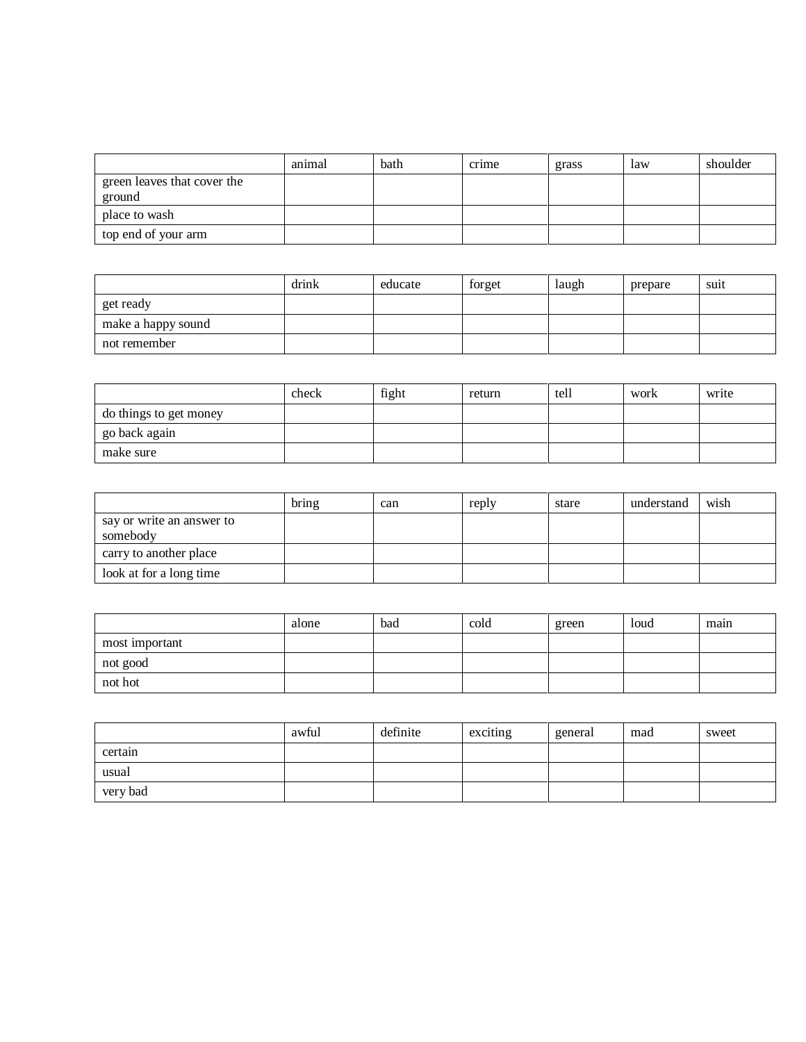| | animal | bath | crime | grass | law | shoulder |
|---|---|---|---|---|---|---|
| green leaves that cover the ground | | | | | | |
| place to wash | | | | | | |
| top end of your arm | | | | | | |

| | drink | educate | forget | laugh | prepare | suit |
|---|---|---|---|---|---|---|
| get ready | | | | | | |
| make a happy sound | | | | | | |
| not remember | | | | | | |

| | check | fight | return | tell | work | write |
|---|---|---|---|---|---|---|
| do things to get money | | | | | | |
| go back again | | | | | | |
| make sure | | | | | | |

| | bring | can | reply | stare | understand | wish |
|---|---|---|---|---|---|---|
| say or write an answer to somebody | | | | | | |
| carry to another place | | | | | | |
| look at for a long time | | | | | | |

| | alone | bad | cold | green | loud | main |
|---|---|---|---|---|---|---|
| most important | | | | | | |
| not good | | | | | | |
| not hot | | | | | | |

| | awful | definite | exciting | general | mad | sweet |
|---|---|---|---|---|---|---|
| certain | | | | | | |
| usual | | | | | | |
| very bad | | | | | | |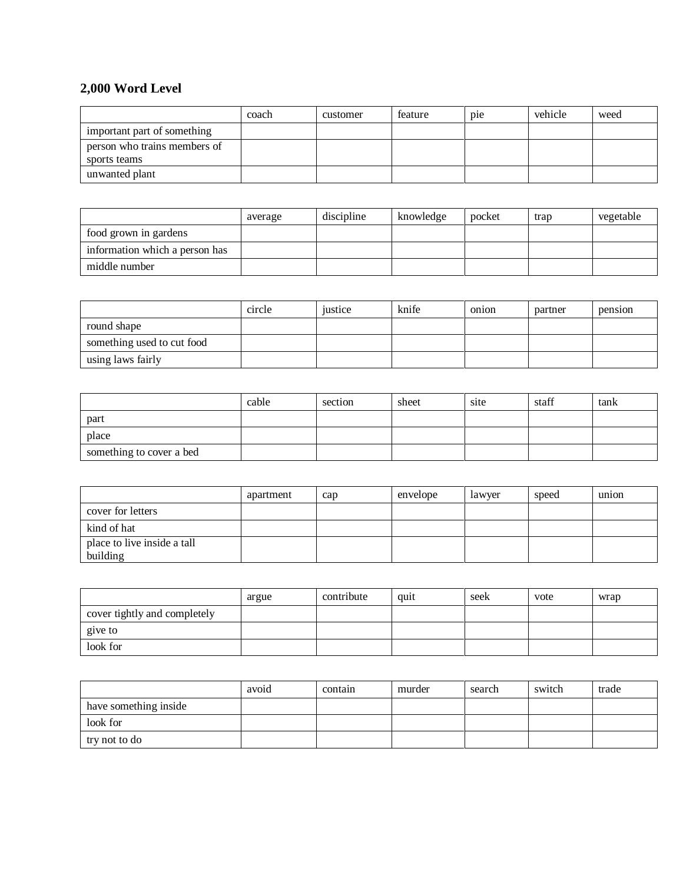## 2,000 Word Level

| | coach | customer | feature | pie | vehicle | weed |
|---|---|---|---|---|---|---|
| important part of something | | | | | | |
| person who trains members of sports teams | | | | | | |
| unwanted plant | | | | | | |

| | average | discipline | knowledge | pocket | trap | vegetable |
|---|---|---|---|---|---|---|
| food grown in gardens | | | | | | |
| information which a person has | | | | | | |
| middle number | | | | | | |

| | circle | justice | knife | onion | partner | pension |
|---|---|---|---|---|---|---|
| round shape | | | | | | |
| something used to cut food | | | | | | |
| using laws fairly | | | | | | |

| | cable | section | sheet | site | staff | tank |
|---|---|---|---|---|---|---|
| part | | | | | | |
| place | | | | | | |
| something to cover a bed | | | | | | |

| | apartment | cap | envelope | lawyer | speed | union |
|---|---|---|---|---|---|---|
| cover for letters | | | | | | |
| kind of hat | | | | | | |
| place to live inside a tall building | | | | | | |

| | argue | contribute | quit | seek | vote | wrap |
|---|---|---|---|---|---|---|
| cover tightly and completely | | | | | | |
| give to | | | | | | |
| look for | | | | | | |

| | avoid | contain | murder | search | switch | trade |
|---|---|---|---|---|---|---|
| have something inside | | | | | | |
| look for | | | | | | |
| try not to do | | | | | | |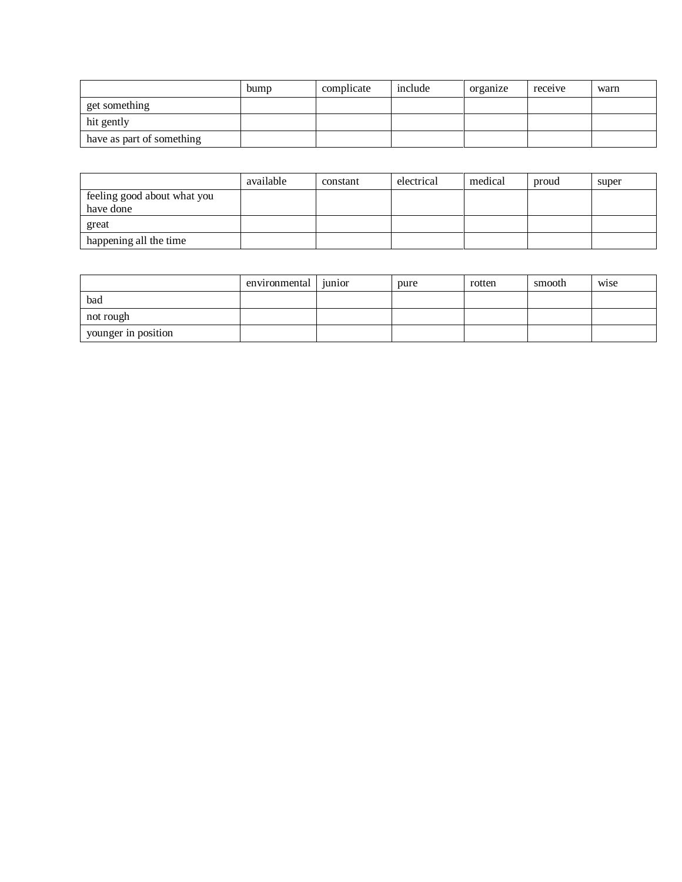| | bump | complicate | include | organize | receive | warn |
|---|---|---|---|---|---|---|
| get something | | | | | | |
| hit gently | | | | | | |
| have as part of something | | | | | | |

| | available | constant | electrical | medical | proud | super |
|---|---|---|---|---|---|---|
| feeling good about what you have done | | | | | | |
| great | | | | | | |
| happening all the time | | | | | | |

| | environmental | junior | pure | rotten | smooth | wise |
|---|---|---|---|---|---|---|
| bad | | | | | | |
| not rough | | | | | | |
| younger in position | | | | | | |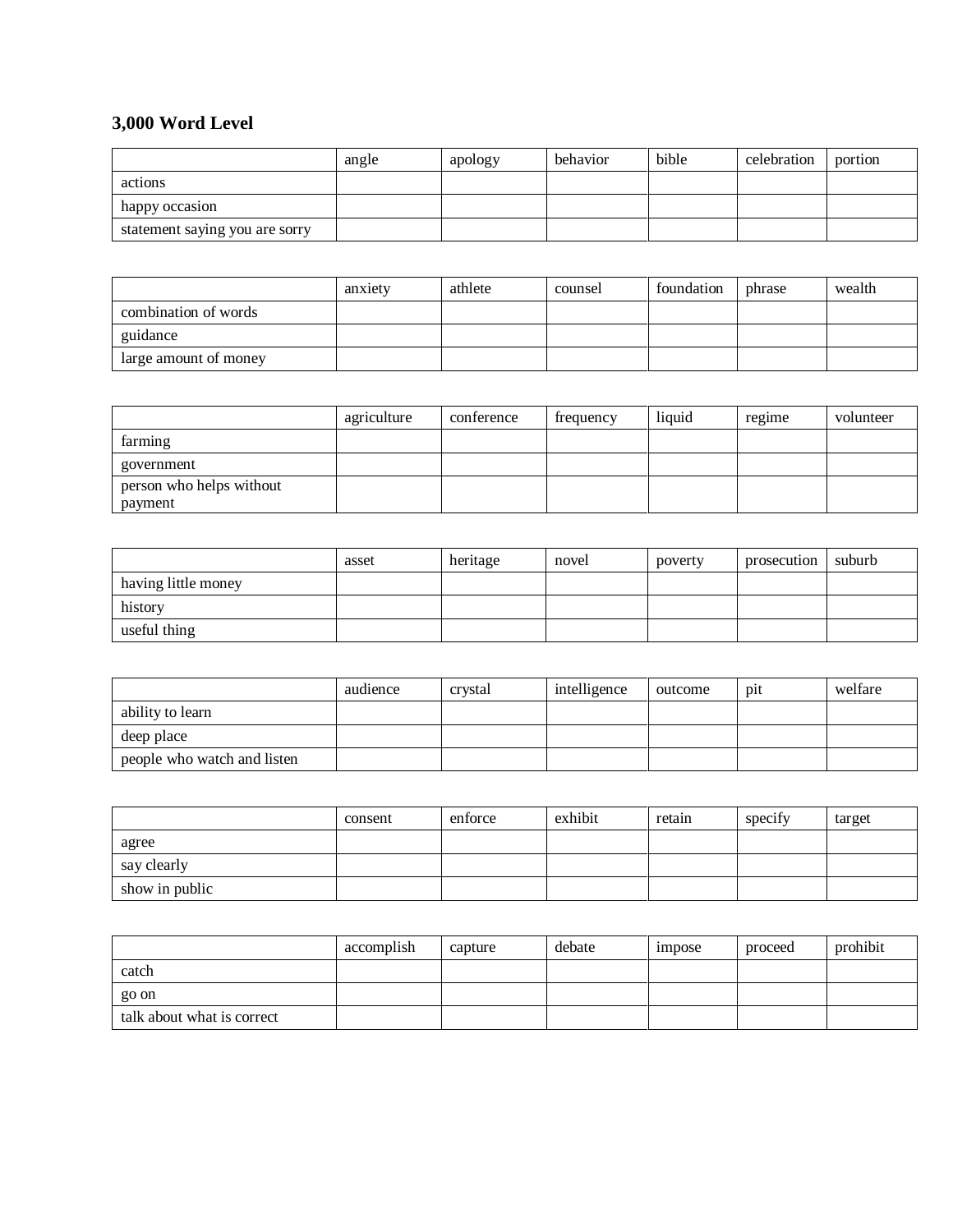**3,000 Word Level**

| | angle | apology | behavior | bible | celebration | portion |
|---|---|---|---|---|---|---|
| actions | | | | | | |
| happy occasion | | | | | | |
| statement saying you are sorry | | | | | | |

| | anxiety | athlete | counsel | foundation | phrase | wealth |
|---|---|---|---|---|---|---|
| combination of words | | | | | | |
| guidance | | | | | | |
| large amount of money | | | | | | |

| | agriculture | conference | frequency | liquid | regime | volunteer |
|---|---|---|---|---|---|---|
| farming | | | | | | |
| government | | | | | | |
| person who helps without payment | | | | | | |

| | asset | heritage | novel | poverty | prosecution | suburb |
|---|---|---|---|---|---|---|
| having little money | | | | | | |
| history | | | | | | |
| useful thing | | | | | | |

| | audience | crystal | intelligence | outcome | pit | welfare |
|---|---|---|---|---|---|---|
| ability to learn | | | | | | |
| deep place | | | | | | |
| people who watch and listen | | | | | | |

| | consent | enforce | exhibit | retain | specify | target |
|---|---|---|---|---|---|---|
| agree | | | | | | |
| say clearly | | | | | | |
| show in public | | | | | | |

| | accomplish | capture | debate | impose | proceed | prohibit |
|---|---|---|---|---|---|---|
| catch | | | | | | |
| go on | | | | | | |
| talk about what is correct | | | | | | |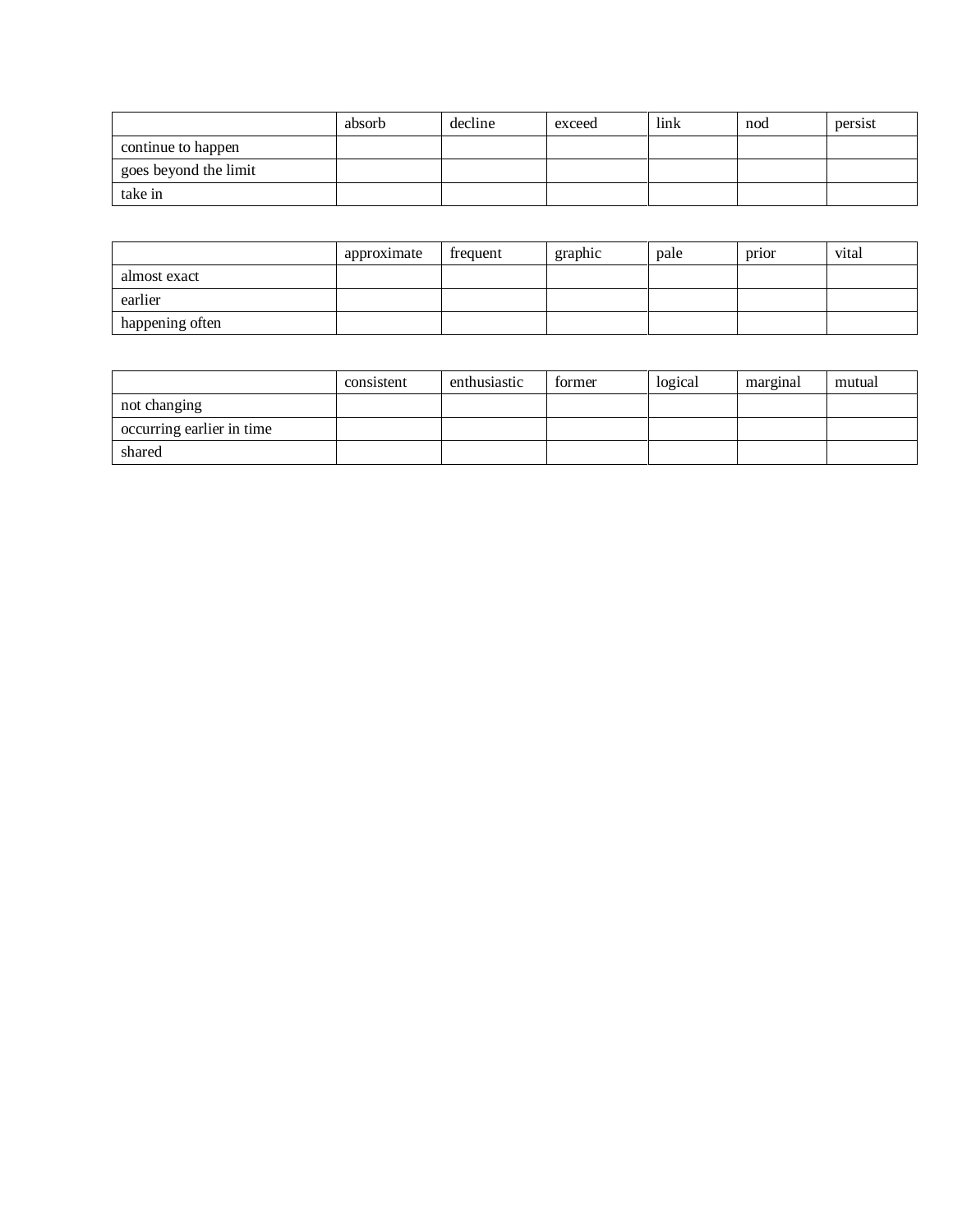| | absorb | decline | exceed | link | nod | persist |
|---|---|---|---|---|---|---|
| continue to happen | | | | | | |
| goes beyond the limit | | | | | | |
| take in | | | | | | |

| | approximate | frequent | graphic | pale | prior | vital |
|---|---|---|---|---|---|---|
| almost exact | | | | | | |
| earlier | | | | | | |
| happening often | | | | | | |

| | consistent | enthusiastic | former | logical | marginal | mutual |
|---|---|---|---|---|---|---|
| not changing | | | | | | |
| occurring earlier in time | | | | | | |
| shared | | | | | | |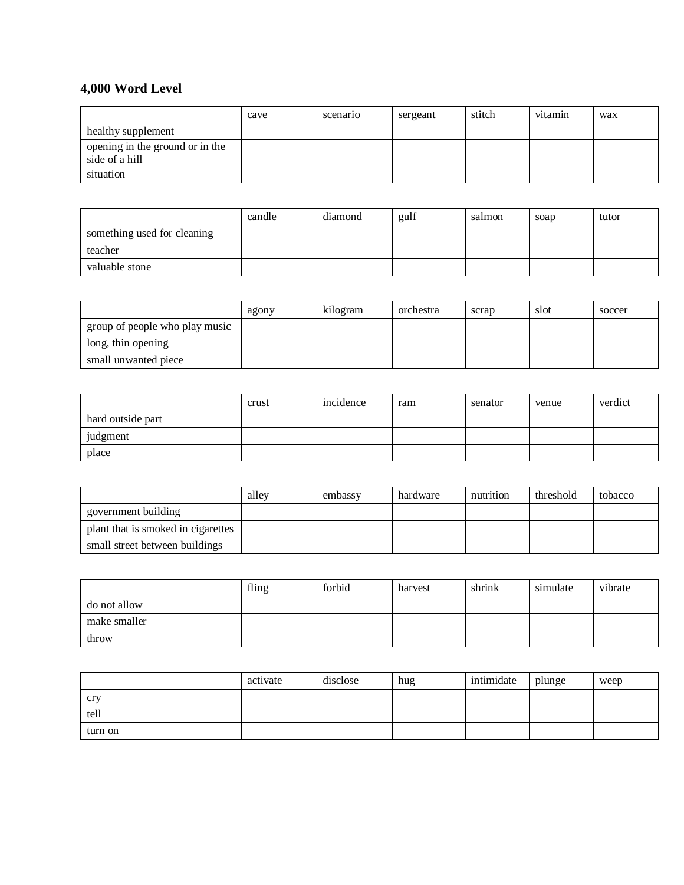## 4,000 Word Level

| | cave | scenario | sergeant | stitch | vitamin | wax |
|---|---|---|---|---|---|---|
| healthy supplement | | | | | | |
| opening in the ground or in the side of a hill | | | | | | |
| situation | | | | | | |

| | candle | diamond | gulf | salmon | soap | tutor |
|---|---|---|---|---|---|---|
| something used for cleaning | | | | | | |
| teacher | | | | | | |
| valuable stone | | | | | | |

| | agony | kilogram | orchestra | scrap | slot | soccer |
|---|---|---|---|---|---|---|
| group of people who play music | | | | | | |
| long, thin opening | | | | | | |
| small unwanted piece | | | | | | |

| | crust | incidence | ram | senator | venue | verdict |
|---|---|---|---|---|---|---|
| hard outside part | | | | | | |
| judgment | | | | | | |
| place | | | | | | |

| | alley | embassy | hardware | nutrition | threshold | tobacco |
|---|---|---|---|---|---|---|
| government building | | | | | | |
| plant that is smoked in cigarettes | | | | | | |
| small street between buildings | | | | | | |

| | fling | forbid | harvest | shrink | simulate | vibrate |
|---|---|---|---|---|---|---|
| do not allow | | | | | | |
| make smaller | | | | | | |
| throw | | | | | | |

| | activate | disclose | hug | intimidate | plunge | weep |
|---|---|---|---|---|---|---|
| cry | | | | | | |
| tell | | | | | | |
| turn on | | | | | | |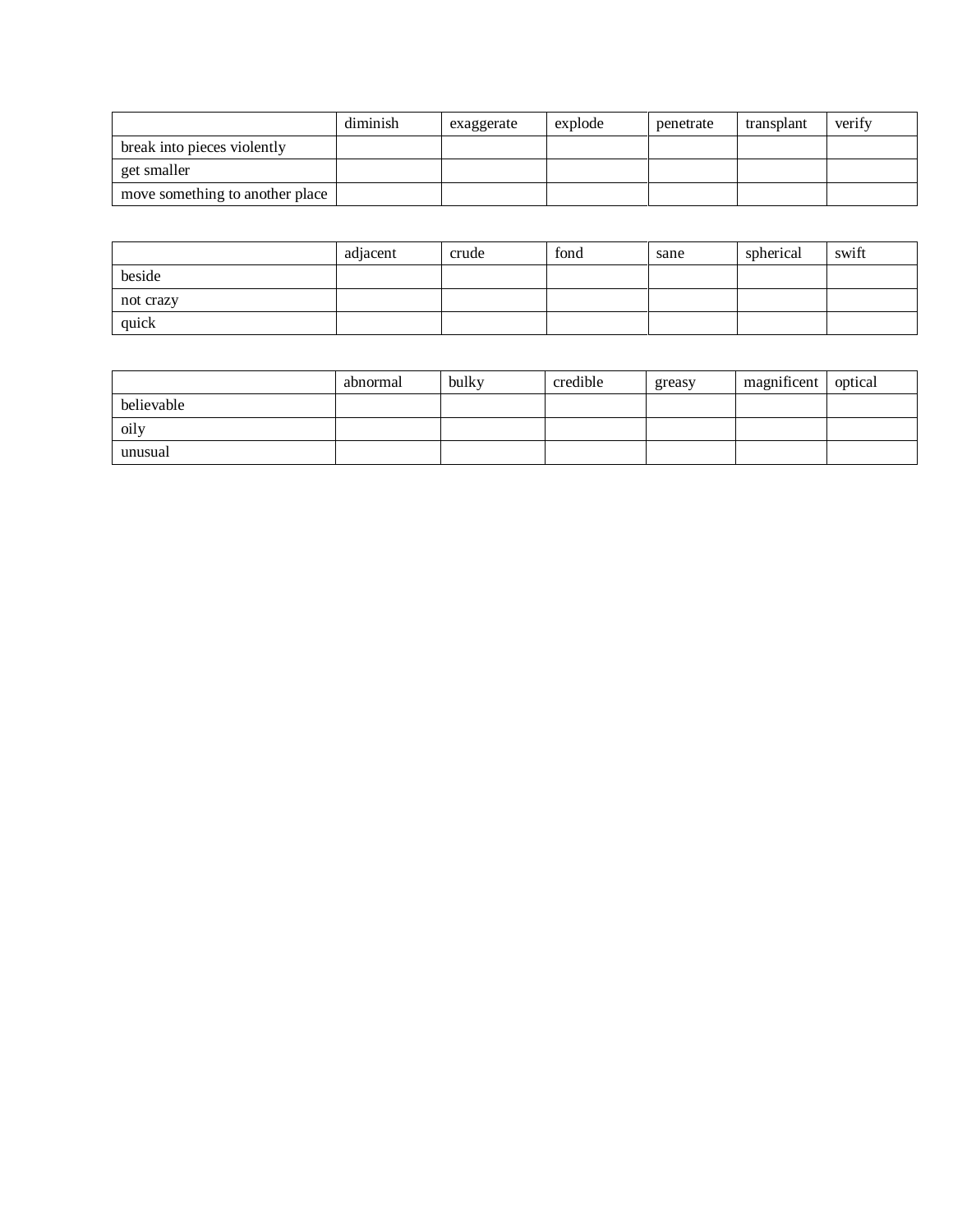| | diminish | exaggerate | explode | penetrate | transplant | verify |
|---|---|---|---|---|---|---|
| break into pieces violently | | | | | | |
| get smaller | | | | | | |
| move something to another place | | | | | | |

| | adjacent | crude | fond | sane | spherical | swift |
|---|---|---|---|---|---|---|
| beside | | | | | | |
| not crazy | | | | | | |
| quick | | | | | | |

| | abnormal | bulky | credible | greasy | magnificent | optical |
|---|---|---|---|---|---|---|
| believable | | | | | | |
| oily | | | | | | |
| unusual | | | | | | |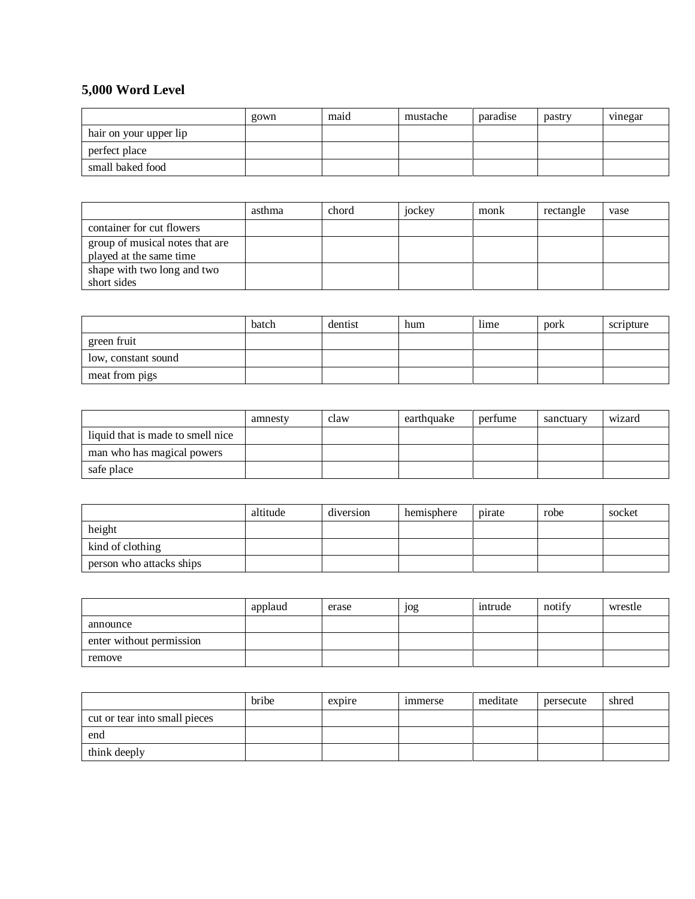**5,000 Word Level**

| | gown | maid | mustache | paradise | pastry | vinegar |
|---|---|---|---|---|---|---|
| hair on your upper lip | | | | | | |
| perfect place | | | | | | |
| small baked food | | | | | | |

| | asthma | chord | jockey | monk | rectangle | vase |
|---|---|---|---|---|---|---|
| container for cut flowers | | | | | | |
| group of musical notes that are played at the same time | | | | | | |
| shape with two long and two short sides | | | | | | |

| | batch | dentist | hum | lime | pork | scripture |
|---|---|---|---|---|---|---|
| green fruit | | | | | | |
| low, constant sound | | | | | | |
| meat from pigs | | | | | | |

| | amnesty | claw | earthquake | perfume | sanctuary | wizard |
|---|---|---|---|---|---|---|
| liquid that is made to smell nice | | | | | | |
| man who has magical powers | | | | | | |
| safe place | | | | | | |

| | altitude | diversion | hemisphere | pirate | robe | socket |
|---|---|---|---|---|---|---|
| height | | | | | | |
| kind of clothing | | | | | | |
| person who attacks ships | | | | | | |

| | applaud | erase | jog | intrude | notify | wrestle |
|---|---|---|---|---|---|---|
| announce | | | | | | |
| enter without permission | | | | | | |
| remove | | | | | | |

| | bribe | expire | immerse | meditate | persecute | shred |
|---|---|---|---|---|---|---|
| cut or tear into small pieces | | | | | | |
| end | | | | | | |
| think deeply | | | | | | |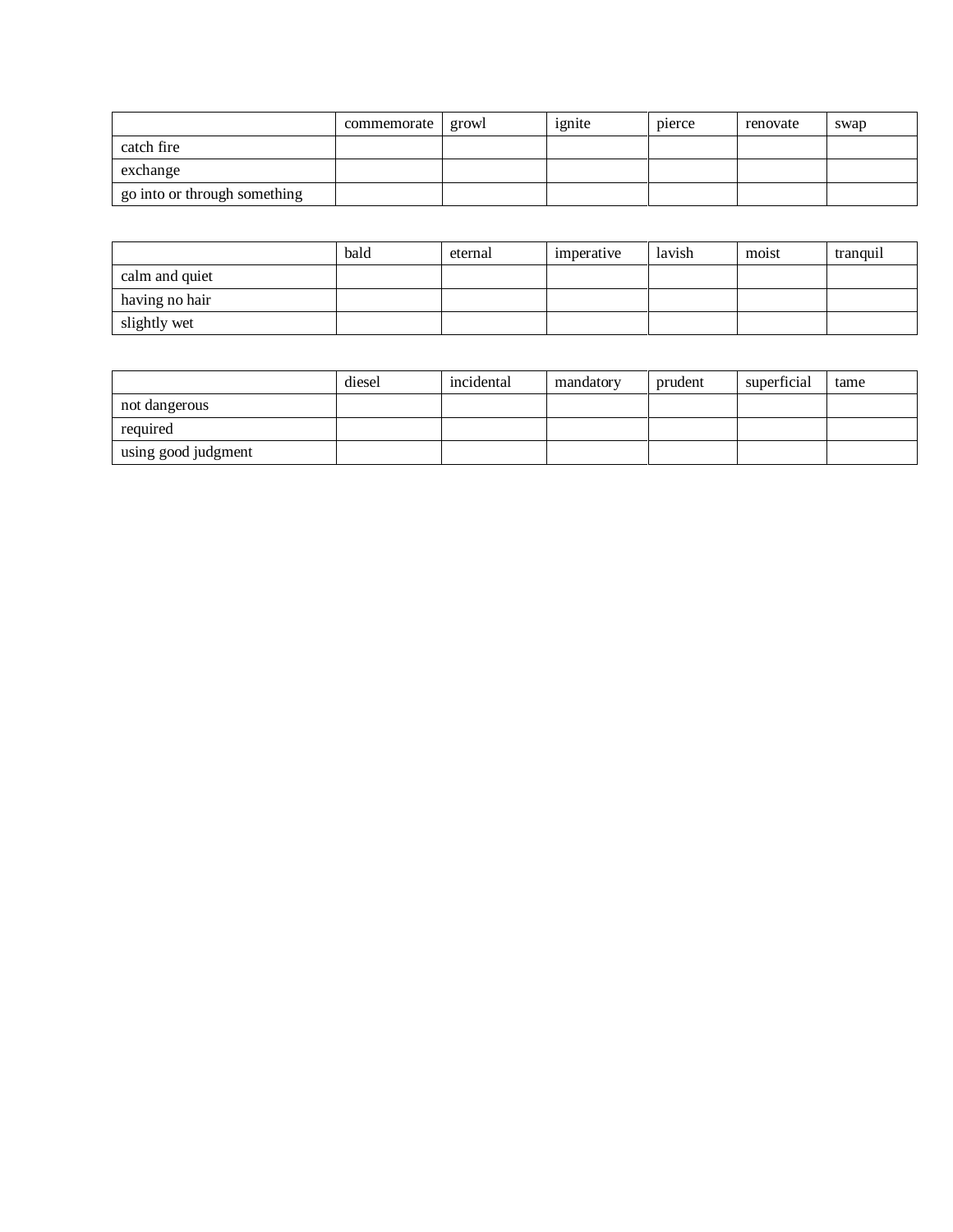| | commemorate | growl | ignite | pierce | renovate | swap |
|---|---|---|---|---|---|---|
| catch fire | | | | | | |
| exchange | | | | | | |
| go into or through something | | | | | | |

| | bald | eternal | imperative | lavish | moist | tranquil |
|---|---|---|---|---|---|---|
| calm and quiet | | | | | | |
| having no hair | | | | | | |
| slightly wet | | | | | | |

| | diesel | incidental | mandatory | prudent | superficial | tame |
|---|---|---|---|---|---|---|
| not dangerous | | | | | | |
| required | | | | | | |
| using good judgment | | | | | | |